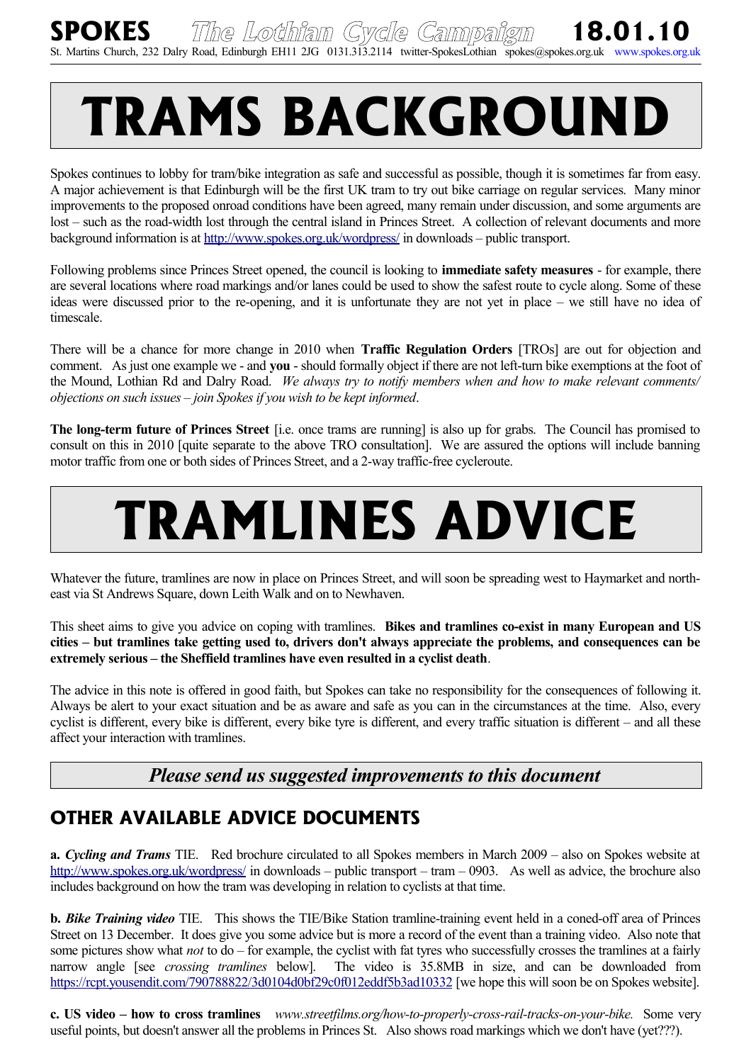**SPOKES** *The Lothian Cycle Campaign* **18.01.10**

St. Martins Church, 232 Dalry Road, Edinburgh EH11 2JG 0131.313.2114 twitter-SpokesLothian spokes@spokes.org.uk www.spokes.org.uk

# TRAMS BACKGROUND

Spokes continues to lobby for tram/bike integration as safe and successful as possible, though it is sometimes far from easy. A major achievement is that Edinburgh will be the first UK tram to try out bike carriage on regular services. Many minor improvements to the proposed onroad conditions have been agreed, many remain under discussion, and some arguments are lost – such as the road-width lost through the central island in Princes Street. A collection of relevant documents and more background information is at http://www.spokes.org.uk/wordpress/ in downloads – public transport.

Following problems since Princes Street opened, the council is looking to **immediate safety measures** - for example, there are several locations where road markings and/or lanes could be used to show the safest route to cycle along. Some of these ideas were discussed prior to the re-opening, and it is unfortunate they are not yet in place – we still have no idea of timescale.

There will be a chance for more change in 2010 when **Traffic Regulation Orders** [TROs] are out for objection and comment. As just one example we - and **you** - should formally object if there are not left-turn bike exemptions at the foot of the Mound, Lothian Rd and Dalry Road. *We always try to notify members when and how to make relevant comments/ objections on such issues – join Spokes if you wish to be kept informed*.

**The long-term future of Princes Street** [i.e. once trams are running] is also up for grabs. The Council has promised to consult on this in 2010 [quite separate to the above TRO consultation]. We are assured the options will include banning motor traffic from one or both sides of Princes Street, and a 2-way traffic-free cycleroute.

# TRAMLINES ADVICE

Whatever the future, tramlines are now in place on Princes Street, and will soon be spreading west to Haymarket and north-east via St Andrews Square, down Leith Walk and on to Newhaven.

This sheet aims to give you advice on coping with tramlines. **Bikes and tramlines co-exist in many European and US cities – but tramlines take getting used to, drivers don't always appreciate the problems, and consequences can be extremely serious – the Sheffield tramlines have even resulted in a cyclist death**.

The advice in this note is offered in good faith, but Spokes can take no responsibility for the consequences of following it. Always be alert to your exact situation and be as aware and safe as you can in the circumstances at the time. Also, every cyclist is different, every bike is different, every bike tyre is different, and every traffic situation is different – and all these affect your interaction with tramlines.

***Please send us suggested improvements to this document***

## OTHER AVAILABLE ADVICE DOCUMENTS

**a.** ***Cycling and Trams*** TIE. Red brochure circulated to all Spokes members in March 2009 – also on Spokes website at http://www.spokes.org.uk/wordpress/ in downloads – public transport – tram – 0903. As well as advice, the brochure also includes background on how the tram was developing in relation to cyclists at that time.

**b.** ***Bike Training video*** TIE. This shows the TIE/Bike Station tramline-training event held in a coned-off area of Princes Street on 13 December. It does give you some advice but is more a record of the event than a training video. Also note that some pictures show what *not* to do – for example, the cyclist with fat tyres who successfully crosses the tramlines at a fairly narrow angle [see *crossing tramlines* below]. The video is 35.8MB in size, and can be downloaded from https://rcpt.yousendit.com/790788822/3d0104d0bf29c0f012eddf5b3ad10332 [we hope this will soon be on Spokes website].

**c. US video – how to cross tramlines** *www.streetfilms.org/how-to-properly-cross-rail-tracks-on-your-bike.* Some very useful points, but doesn't answer all the problems in Princes St. Also shows road markings which we don't have (yet???).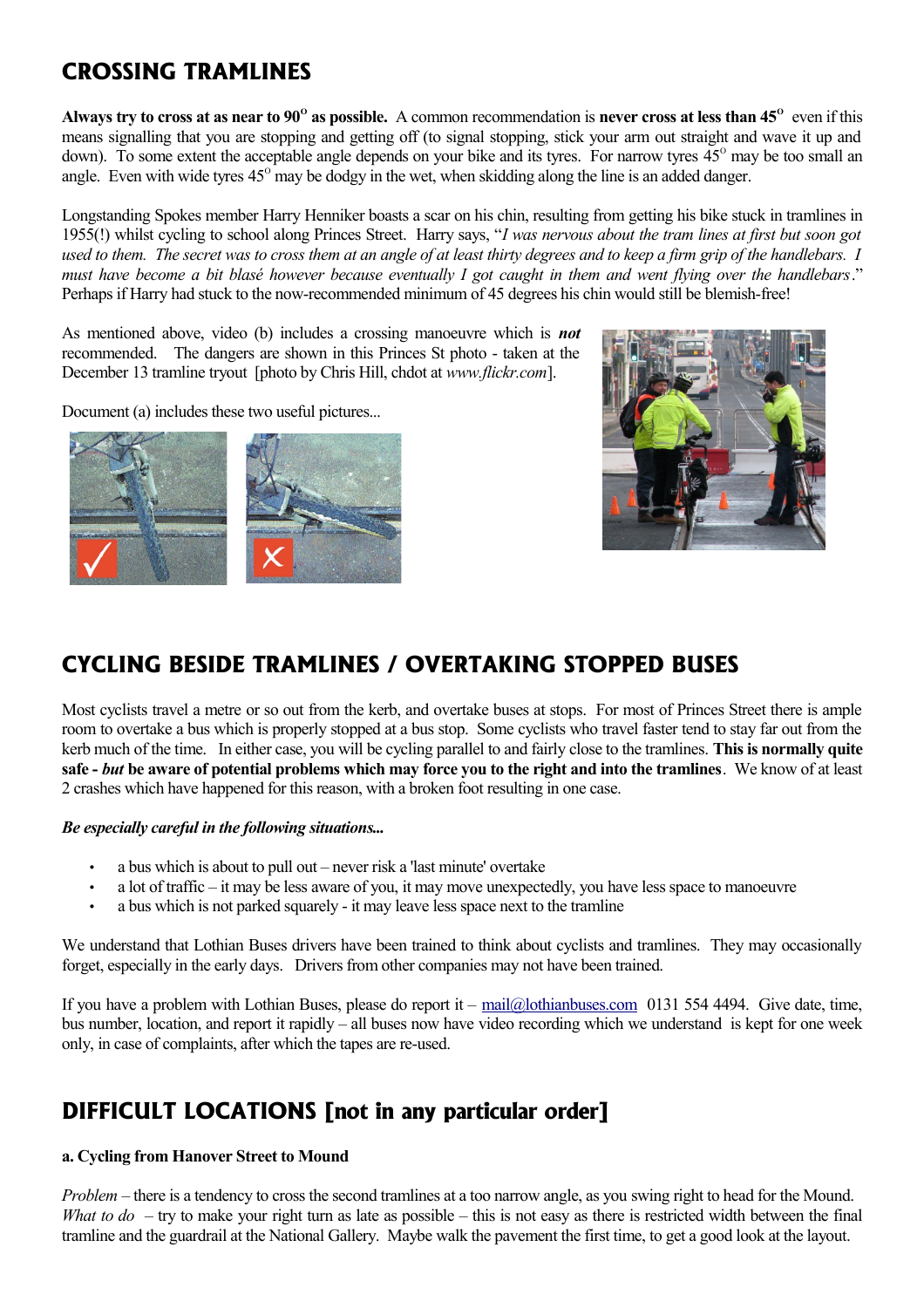## CROSSING TRAMLINES

**Always try to cross at as near to $90^o$ as possible.** A common recommendation is **never cross at less than $45^o$** even if this means signalling that you are stopping and getting off (to signal stopping, stick your arm out straight and wave it up and down). To some extent the acceptable angle depends on your bike and its tyres. For narrow tyres $45^o$ may be too small an angle. Even with wide tyres $45^o$ may be dodgy in the wet, when skidding along the line is an added danger.

Longstanding Spokes member Harry Henniker boasts a scar on his chin, resulting from getting his bike stuck in tramlines in 1955(!) whilst cycling to school along Princes Street. Harry says, "*I was nervous about the tram lines at first but soon got used to them. The secret was to cross them at an angle of at least thirty degrees and to keep a firm grip of the handlebars. I must have become a bit blasé however because eventually I got caught in them and went flying over the handlebars*." Perhaps if Harry had stuck to the now-recommended minimum of 45 degrees his chin would still be blemish-free!

As mentioned above, video (b) includes a crossing manoeuvre which is ***not*** recommended. The dangers are shown in this Princes St photo - taken at the December 13 tramline tryout [photo by Chris Hill, chdot at *www.flickr.com*].

Document (a) includes these two useful pictures...

## CYCLING BESIDE TRAMLINES / OVERTAKING STOPPED BUSES

Most cyclists travel a metre or so out from the kerb, and overtake buses at stops. For most of Princes Street there is ample room to overtake a bus which is properly stopped at a bus stop. Some cyclists who travel faster tend to stay far out from the kerb much of the time. In either case, you will be cycling parallel to and fairly close to the tramlines. **This is normally quite safe - *but* be aware of potential problems which may force you to the right and into the tramlines**. We know of at least 2 crashes which have happened for this reason, with a broken foot resulting in one case.

***Be especially careful in the following situations...***

- a bus which is about to pull out – never risk a 'last minute' overtake
- a lot of traffic – it may be less aware of you, it may move unexpectedly, you have less space to manoeuvre
- a bus which is not parked squarely - it may leave less space next to the tramline

We understand that Lothian Buses drivers have been trained to think about cyclists and tramlines. They may occasionally forget, especially in the early days. Drivers from other companies may not have been trained.

If you have a problem with Lothian Buses, please do report it – mail@lothianbuses.com 0131 554 4494. Give date, time, bus number, location, and report it rapidly – all buses now have video recording which we understand is kept for one week only, in case of complaints, after which the tapes are re-used.

## DIFFICULT LOCATIONS [not in any particular order]

**a. Cycling from Hanover Street to Mound**

*Problem* – there is a tendency to cross the second tramlines at a too narrow angle, as you swing right to head for the Mound.
*What to do* – try to make your right turn as late as possible – this is not easy as there is restricted width between the final tramline and the guardrail at the National Gallery. Maybe walk the pavement the first time, to get a good look at the layout.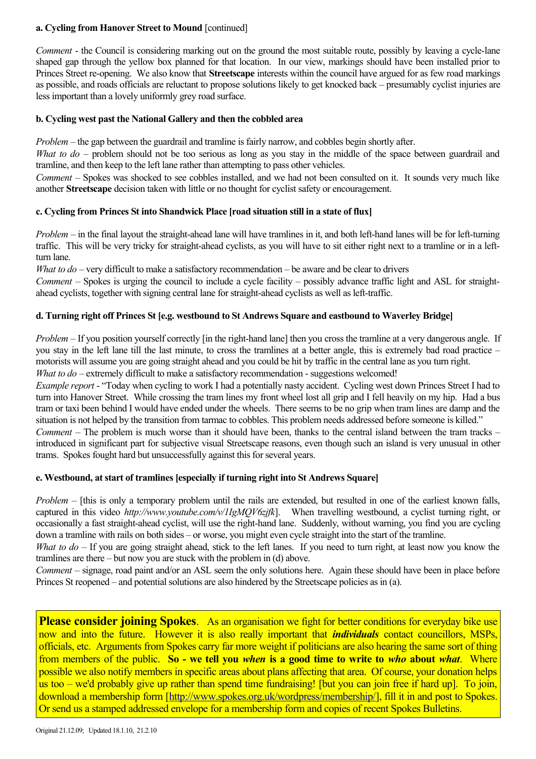**a. Cycling from Hanover Street to Mound** [continued]

*Comment* - the Council is considering marking out on the ground the most suitable route, possibly by leaving a cycle-lane shaped gap through the yellow box planned for that location. In our view, markings should have been installed prior to Princes Street re-opening. We also know that **Streetscape** interests within the council have argued for as few road markings as possible, and roads officials are reluctant to propose solutions likely to get knocked back – presumably cyclist injuries are less important than a lovely uniformly grey road surface.

**b. Cycling west past the National Gallery and then the cobbled area**

*Problem* – the gap between the guardrail and tramline is fairly narrow, and cobbles begin shortly after.
*What to do* – problem should not be too serious as long as you stay in the middle of the space between guardrail and tramline, and then keep to the left lane rather than attempting to pass other vehicles.
*Comment* – Spokes was shocked to see cobbles installed, and we had not been consulted on it. It sounds very much like another **Streetscape** decision taken with little or no thought for cyclist safety or encouragement.

**c. Cycling from Princes St into Shandwick Place [road situation still in a state of flux]**

*Problem* – in the final layout the straight-ahead lane will have tramlines in it, and both left-hand lanes will be for left-turning traffic. This will be very tricky for straight-ahead cyclists, as you will have to sit either right next to a tramline or in a left-turn lane.
*What to do* – very difficult to make a satisfactory recommendation – be aware and be clear to drivers
*Comment* – Spokes is urging the council to include a cycle facility – possibly advance traffic light and ASL for straight-ahead cyclists, together with signing central lane for straight-ahead cyclists as well as left-traffic.

**d. Turning right off Princes St [e.g. westbound to St Andrews Square and eastbound to Waverley Bridge]**

*Problem* – If you position yourself correctly [in the right-hand lane] then you cross the tramline at a very dangerous angle. If you stay in the left lane till the last minute, to cross the tramlines at a better angle, this is extremely bad road practice – motorists will assume you are going straight ahead and you could be hit by traffic in the central lane as you turn right.
*What to do* – extremely difficult to make a satisfactory recommendation - suggestions welcomed!
*Example report* - "Today when cycling to work I had a potentially nasty accident. Cycling west down Princes Street I had to turn into Hanover Street. While crossing the tram lines my front wheel lost all grip and I fell heavily on my hip. Had a bus tram or taxi been behind I would have ended under the wheels. There seems to be no grip when tram lines are damp and the situation is not helped by the transition from tarmac to cobbles. This problem needs addressed before someone is killed."
*Comment* – The problem is much worse than it should have been, thanks to the central island between the tram tracks – introduced in significant part for subjective visual Streetscape reasons, even though such an island is very unusual in other trams. Spokes fought hard but unsuccessfully against this for several years.

**e. Westbound, at start of tramlines [especially if turning right into St Andrews Square]**

*Problem* – [this is only a temporary problem until the rails are extended, but resulted in one of the earliest known falls, captured in this video *http://www.youtube.com/v/1IgMQV6zjfk*]. When travelling westbound, a cyclist turning right, or occasionally a fast straight-ahead cyclist, will use the right-hand lane. Suddenly, without warning, you find you are cycling down a tramline with rails on both sides – or worse, you might even cycle straight into the start of the tramline.
*What to do* – If you are going straight ahead, stick to the left lanes. If you need to turn right, at least now you know the tramlines are there – but now you are stuck with the problem in (d) above.
*Comment* – signage, road paint and/or an ASL seem the only solutions here. Again these should have been in place before Princes St reopened – and potential solutions are also hindered by the Streetscape policies as in (a).

**Please consider joining Spokes**. As an organisation we fight for better conditions for everyday bike use now and into the future. However it is also really important that ***individuals*** contact councillors, MSPs, officials, etc. Arguments from Spokes carry far more weight if politicians are also hearing the same sort of thing from members of the public. **So - we tell you *when* is a good time to write to *who* about *what*.** Where possible we also notify members in specific areas about plans affecting that area. Of course, your donation helps us too – we'd probably give up rather than spend time fundraising! [but you can join free if hard up]. To join, download a membership form [http://www.spokes.org.uk/wordpress/membership/], fill it in and post to Spokes. Or send us a stamped addressed envelope for a membership form and copies of recent Spokes Bulletins.

Original 21.12.09; Updated 18.1.10, 21.2.10